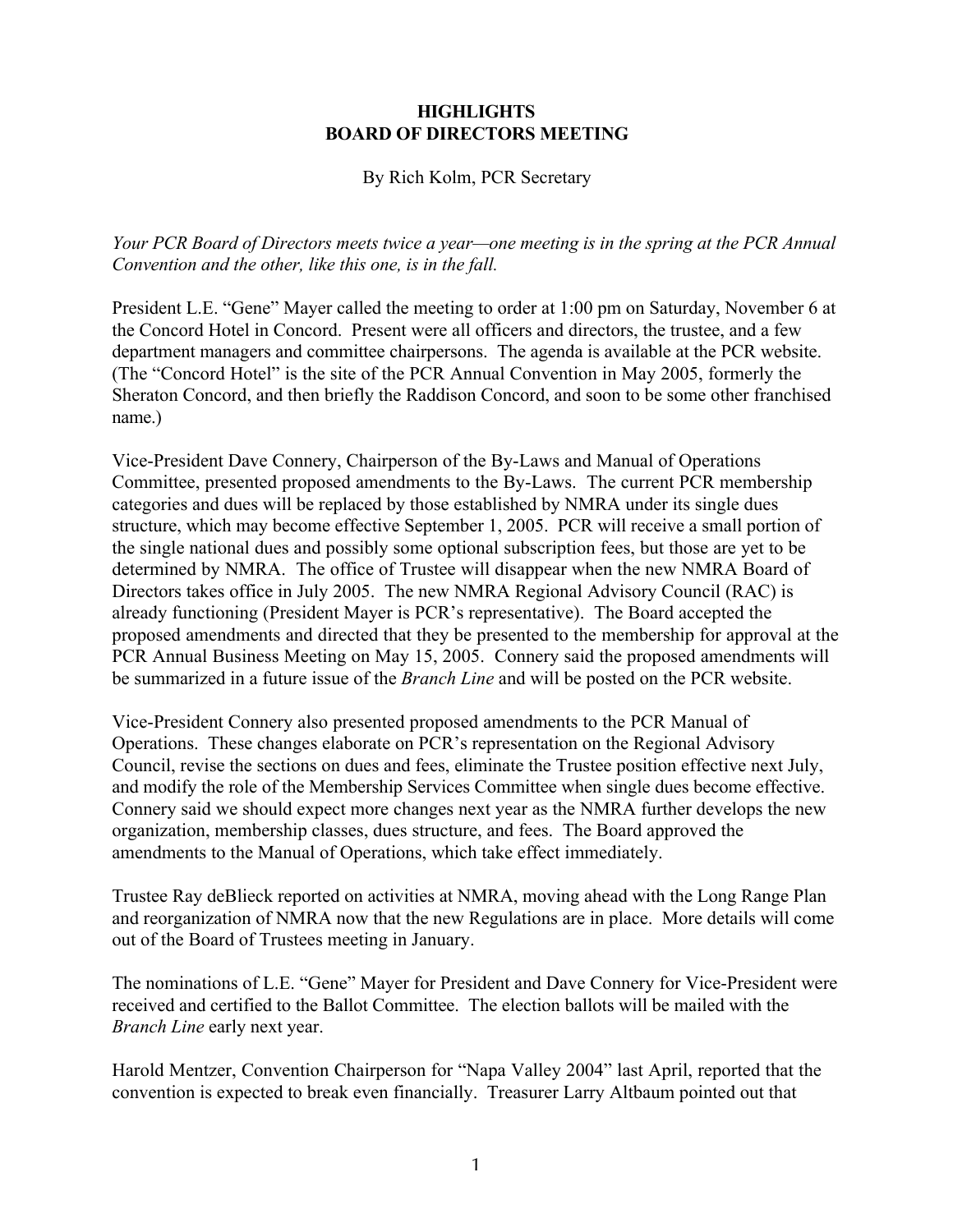# HIGHLIGHTS
# BOARD OF DIRECTORS MEETING

By Rich Kolm, PCR Secretary

*Your PCR Board of Directors meets twice a year—one meeting is in the spring at the PCR Annual Convention and the other, like this one, is in the fall.*

President L.E. "Gene" Mayer called the meeting to order at 1:00 pm on Saturday, November 6 at the Concord Hotel in Concord. Present were all officers and directors, the trustee, and a few department managers and committee chairpersons. The agenda is available at the PCR website. (The "Concord Hotel" is the site of the PCR Annual Convention in May 2005, formerly the Sheraton Concord, and then briefly the Raddison Concord, and soon to be some other franchised name.)

Vice-President Dave Connery, Chairperson of the By-Laws and Manual of Operations Committee, presented proposed amendments to the By-Laws. The current PCR membership categories and dues will be replaced by those established by NMRA under its single dues structure, which may become effective September 1, 2005. PCR will receive a small portion of the single national dues and possibly some optional subscription fees, but those are yet to be determined by NMRA. The office of Trustee will disappear when the new NMRA Board of Directors takes office in July 2005. The new NMRA Regional Advisory Council (RAC) is already functioning (President Mayer is PCR's representative). The Board accepted the proposed amendments and directed that they be presented to the membership for approval at the PCR Annual Business Meeting on May 15, 2005. Connery said the proposed amendments will be summarized in a future issue of the *Branch Line* and will be posted on the PCR website.

Vice-President Connery also presented proposed amendments to the PCR Manual of Operations. These changes elaborate on PCR's representation on the Regional Advisory Council, revise the sections on dues and fees, eliminate the Trustee position effective next July, and modify the role of the Membership Services Committee when single dues become effective. Connery said we should expect more changes next year as the NMRA further develops the new organization, membership classes, dues structure, and fees. The Board approved the amendments to the Manual of Operations, which take effect immediately.

Trustee Ray deBlieck reported on activities at NMRA, moving ahead with the Long Range Plan and reorganization of NMRA now that the new Regulations are in place. More details will come out of the Board of Trustees meeting in January.

The nominations of L.E. "Gene" Mayer for President and Dave Connery for Vice-President were received and certified to the Ballot Committee. The election ballots will be mailed with the *Branch Line* early next year.

Harold Mentzer, Convention Chairperson for "Napa Valley 2004" last April, reported that the convention is expected to break even financially. Treasurer Larry Altbaum pointed out that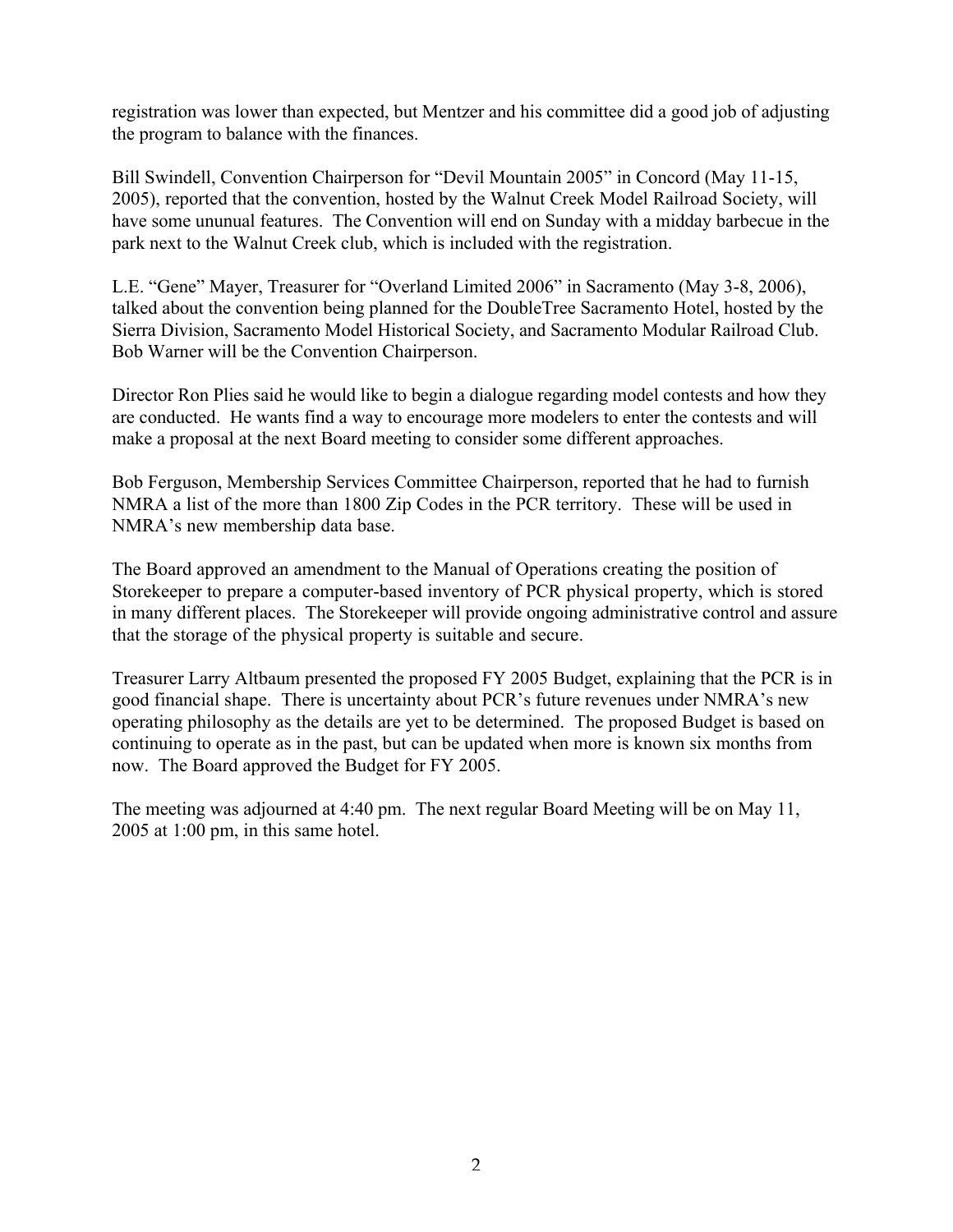registration was lower than expected, but Mentzer and his committee did a good job of adjusting the program to balance with the finances.

Bill Swindell, Convention Chairperson for "Devil Mountain 2005" in Concord (May 11-15, 2005), reported that the convention, hosted by the Walnut Creek Model Railroad Society, will have some ununual features. The Convention will end on Sunday with a midday barbecue in the park next to the Walnut Creek club, which is included with the registration.

L.E. "Gene" Mayer, Treasurer for "Overland Limited 2006" in Sacramento (May 3-8, 2006), talked about the convention being planned for the DoubleTree Sacramento Hotel, hosted by the Sierra Division, Sacramento Model Historical Society, and Sacramento Modular Railroad Club. Bob Warner will be the Convention Chairperson.

Director Ron Plies said he would like to begin a dialogue regarding model contests and how they are conducted. He wants find a way to encourage more modelers to enter the contests and will make a proposal at the next Board meeting to consider some different approaches.

Bob Ferguson, Membership Services Committee Chairperson, reported that he had to furnish NMRA a list of the more than 1800 Zip Codes in the PCR territory. These will be used in NMRA's new membership data base.

The Board approved an amendment to the Manual of Operations creating the position of Storekeeper to prepare a computer-based inventory of PCR physical property, which is stored in many different places. The Storekeeper will provide ongoing administrative control and assure that the storage of the physical property is suitable and secure.

Treasurer Larry Altbaum presented the proposed FY 2005 Budget, explaining that the PCR is in good financial shape. There is uncertainty about PCR's future revenues under NMRA's new operating philosophy as the details are yet to be determined. The proposed Budget is based on continuing to operate as in the past, but can be updated when more is known six months from now. The Board approved the Budget for FY 2005.

The meeting was adjourned at 4:40 pm. The next regular Board Meeting will be on May 11, 2005 at 1:00 pm, in this same hotel.